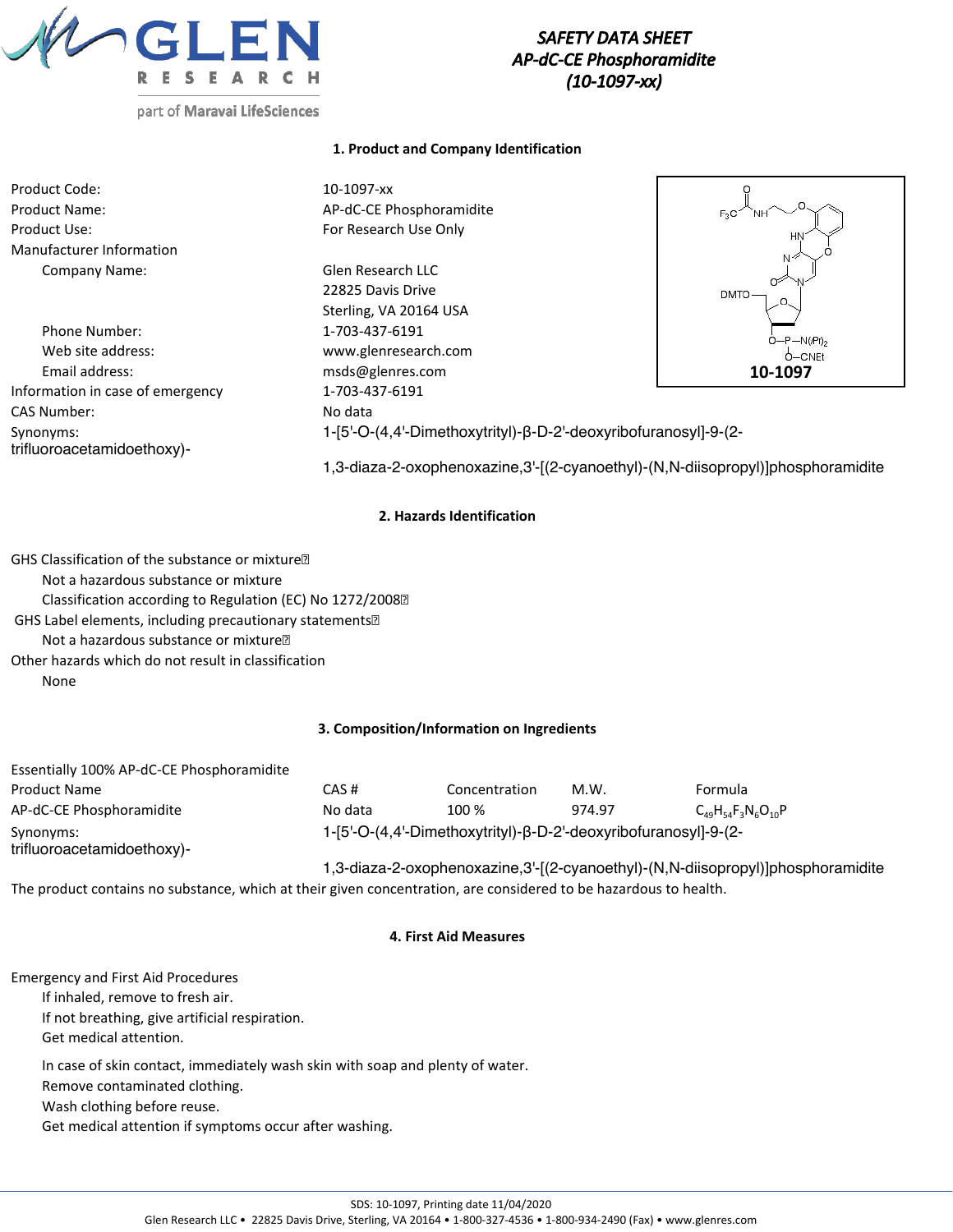# SAFETY DATA SHEET
## AP-dC-CE Phosphoramidite
## (10-1097-xx)

### 1. Product and Company Identification

| | |
|---|---|
| Product Code: | 10-1097-xx |
| Product Name: | AP-dC-CE Phosphoramidite |
| Product Use: | For Research Use Only |
| Manufacturer Information | |
| Company Name: | Glen Research LLC<br>22825 Davis Drive<br>Sterling, VA 20164 USA |
| Phone Number: | 1-703-437-6191 |
| Web site address: | www.glenresearch.com |
| Email address: | msds@glenres.com |
| Information in case of emergency | 1-703-437-6191 |
| CAS Number: | No data |
| Synonyms: | 1-[5'-O-(4,4'-Dimethoxytrityl)-β-D-2'-deoxyribofuranosyl]-9-(2-trifluoroacetamidoethoxy)-1,3-diaza-2-oxophenoxazine,3'-[(2-cyanoethyl)-(N,N-diisopropyl)]phosphoramidite |

10-1097

### 2. Hazards Identification

GHS Classification of the substance or mixture
- Not a hazardous substance or mixture
- Classification according to Regulation (EC) No 1272/2008

GHS Label elements, including precautionary statements
- Not a hazardous substance or mixture

Other hazards which do not result in classification
- None

### 3. Composition/Information on Ingredients

Essentially 100% AP-dC-CE Phosphoramidite

| Product Name | CAS # | Concentration | M.W. | Formula |
|---|---|---|---|---|
| AP-dC-CE Phosphoramidite | No data | 100 % | 974.97 | $C_{49}H_{54}F_3N_6O_{10}P$ |

Synonyms: 1-[5'-O-(4,4'-Dimethoxytrityl)-β-D-2'-deoxyribofuranosyl]-9-(2-trifluoroacetamidoethoxy)-1,3-diaza-2-oxophenoxazine,3'-[(2-cyanoethyl)-(N,N-diisopropyl)]phosphoramidite

The product contains no substance, which at their given concentration, are considered to be hazardous to health.

### 4. First Aid Measures

Emergency and First Aid Procedures

If inhaled, remove to fresh air.
If not breathing, give artificial respiration.
Get medical attention.

In case of skin contact, immediately wash skin with soap and plenty of water.
Remove contaminated clothing.
Wash clothing before reuse.
Get medical attention if symptoms occur after washing.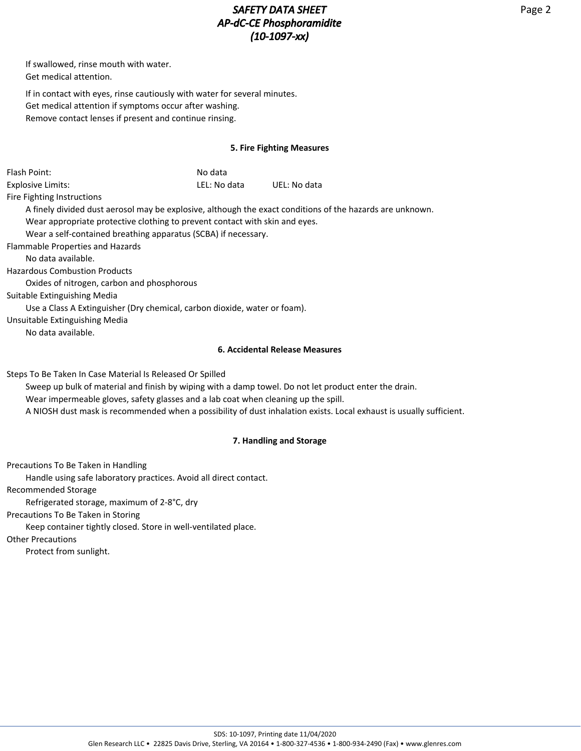If swallowed, rinse mouth with water.
Get medical attention.

If in contact with eyes, rinse cautiously with water for several minutes.
Get medical attention if symptoms occur after washing.
Remove contact lenses if present and continue rinsing.

## 5. Fire Fighting Measures

Flash Point: No data

Explosive Limits: LEL: No data UEL: No data

Fire Fighting Instructions

A finely divided dust aerosol may be explosive, although the exact conditions of the hazards are unknown.
Wear appropriate protective clothing to prevent contact with skin and eyes.
Wear a self-contained breathing apparatus (SCBA) if necessary.

Flammable Properties and Hazards

No data available.

Hazardous Combustion Products

Oxides of nitrogen, carbon and phosphorous

Suitable Extinguishing Media

Use a Class A Extinguisher (Dry chemical, carbon dioxide, water or foam).

Unsuitable Extinguishing Media

No data available.

## 6. Accidental Release Measures

Steps To Be Taken In Case Material Is Released Or Spilled

Sweep up bulk of material and finish by wiping with a damp towel. Do not let product enter the drain.
Wear impermeable gloves, safety glasses and a lab coat when cleaning up the spill.
A NIOSH dust mask is recommended when a possibility of dust inhalation exists. Local exhaust is usually sufficient.

## 7. Handling and Storage

Precautions To Be Taken in Handling

Handle using safe laboratory practices. Avoid all direct contact.

Recommended Storage

Refrigerated storage, maximum of 2-8°C, dry

Precautions To Be Taken in Storing

Keep container tightly closed. Store in well-ventilated place.

Other Precautions

Protect from sunlight.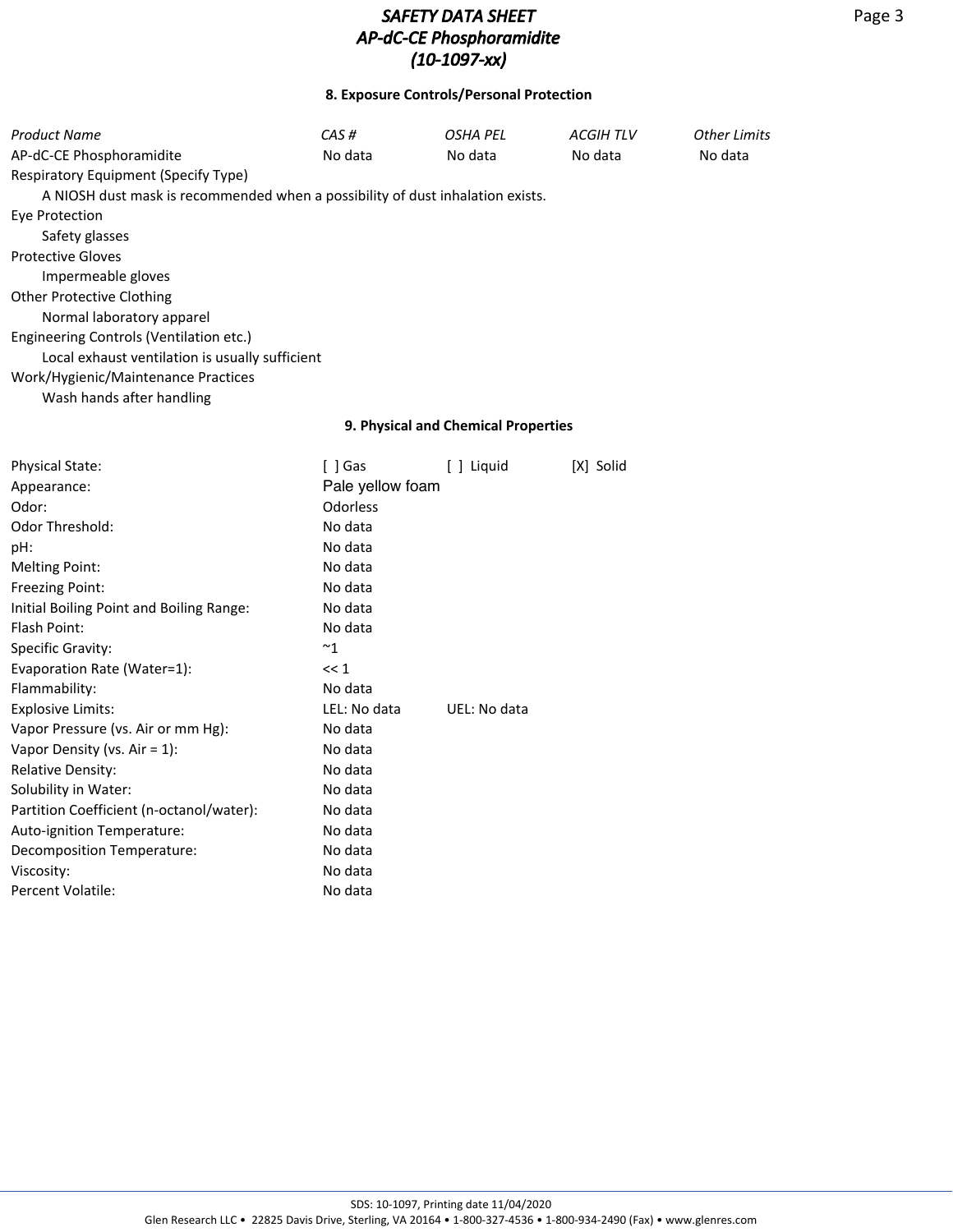## 8. Exposure Controls/Personal Protection

| *Product Name* | *CAS #* | *OSHA PEL* | *ACGIH TLV* | *Other Limits* |
|---|---|---|---|---|
| AP-dC-CE Phosphoramidite | No data | No data | No data | No data |

Respiratory Equipment (Specify Type)
A NIOSH dust mask is recommended when a possibility of dust inhalation exists.

Eye Protection
Safety glasses

Protective Gloves
Impermeable gloves

Other Protective Clothing
Normal laboratory apparel

Engineering Controls (Ventilation etc.)
Local exhaust ventilation is usually sufficient

Work/Hygienic/Maintenance Practices
Wash hands after handling

## 9. Physical and Chemical Properties

| | | | |
|---|---|---|---|
| Physical State: | [ ] Gas | [ ] Liquid | [X] Solid |
| Appearance: | Pale yellow foam | | |
| Odor: | Odorless | | |
| Odor Threshold: | No data | | |
| pH: | No data | | |
| Melting Point: | No data | | |
| Freezing Point: | No data | | |
| Initial Boiling Point and Boiling Range: | No data | | |
| Flash Point: | No data | | |
| Specific Gravity: | ~1 | | |
| Evaporation Rate (Water=1): | << 1 | | |
| Flammability: | No data | | |
| Explosive Limits: | LEL: No data | UEL: No data | |
| Vapor Pressure (vs. Air or mm Hg): | No data | | |
| Vapor Density (vs. Air = 1): | No data | | |
| Relative Density: | No data | | |
| Solubility in Water: | No data | | |
| Partition Coefficient (n-octanol/water): | No data | | |
| Auto-ignition Temperature: | No data | | |
| Decomposition Temperature: | No data | | |
| Viscosity: | No data | | |
| Percent Volatile: | No data | | |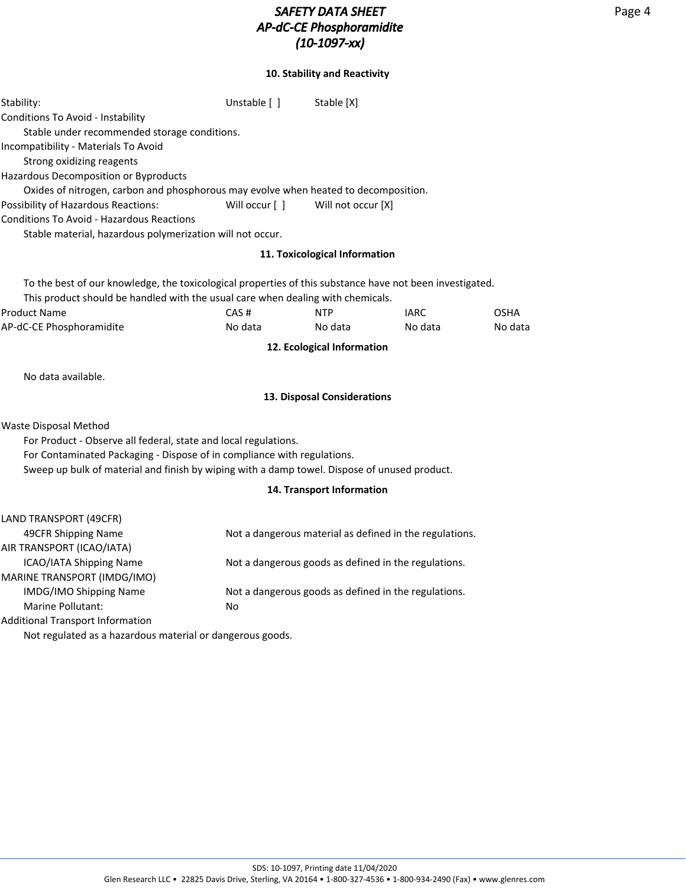## 10. Stability and Reactivity

| Stability: | Unstable [ ] | Stable [X] |
|---|---|---|

Conditions To Avoid - Instability

Stable under recommended storage conditions.

Incompatibility - Materials To Avoid

Strong oxidizing reagents

Hazardous Decomposition or Byproducts

Oxides of nitrogen, carbon and phosphorous may evolve when heated to decomposition.

| Possibility of Hazardous Reactions: | Will occur [ ] | Will not occur [X] |
|---|---|---|

Conditions To Avoid - Hazardous Reactions

Stable material, hazardous polymerization will not occur.

## 11. Toxicological Information

To the best of our knowledge, the toxicological properties of this substance have not been investigated.
This product should be handled with the usual care when dealing with chemicals.

| Product Name | CAS # | NTP | IARC | OSHA |
|---|---|---|---|---|
| AP-dC-CE Phosphoramidite | No data | No data | No data | No data |

## 12. Ecological Information

No data available.

## 13. Disposal Considerations

Waste Disposal Method

For Product - Observe all federal, state and local regulations.
For Contaminated Packaging - Dispose of in compliance with regulations.
Sweep up bulk of material and finish by wiping with a damp towel. Dispose of unused product.

## 14. Transport Information

LAND TRANSPORT (49CFR)

| 49CFR Shipping Name | Not a dangerous material as defined in the regulations. |
|---|---|

AIR TRANSPORT (ICAO/IATA)

| ICAO/IATA Shipping Name | Not a dangerous goods as defined in the regulations. |
|---|---|

MARINE TRANSPORT (IMDG/IMO)

| IMDG/IMO Shipping Name | Not a dangerous goods as defined in the regulations. |
|---|---|
| Marine Pollutant: | No |

Additional Transport Information

Not regulated as a hazardous material or dangerous goods.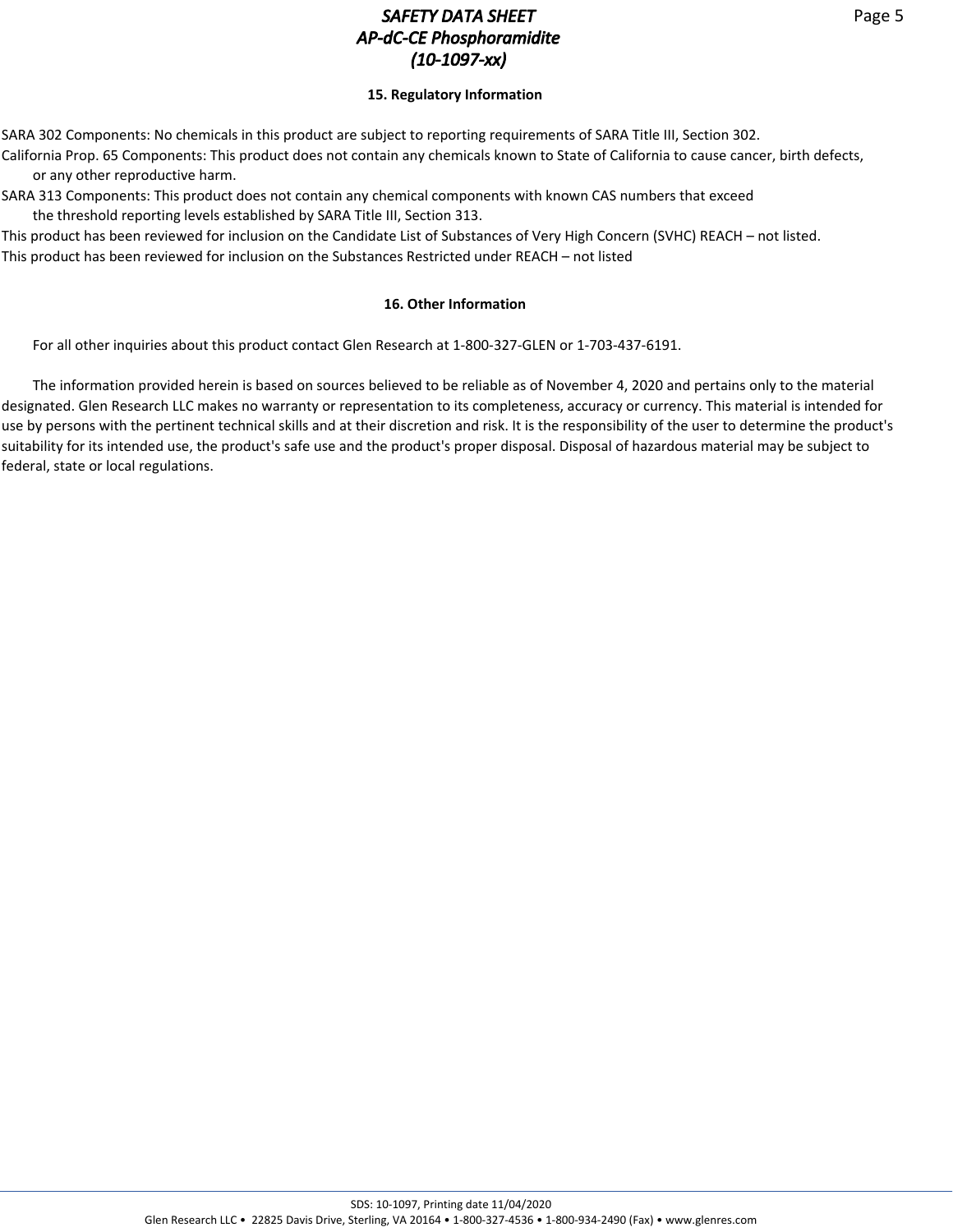## 15. Regulatory Information

SARA 302 Components: No chemicals in this product are subject to reporting requirements of SARA Title III, Section 302.

California Prop. 65 Components: This product does not contain any chemicals known to State of California to cause cancer, birth defects, or any other reproductive harm.

SARA 313 Components: This product does not contain any chemical components with known CAS numbers that exceed the threshold reporting levels established by SARA Title III, Section 313.

This product has been reviewed for inclusion on the Candidate List of Substances of Very High Concern (SVHC) REACH – not listed.

This product has been reviewed for inclusion on the Substances Restricted under REACH – not listed

## 16. Other Information

For all other inquiries about this product contact Glen Research at 1-800-327-GLEN or 1-703-437-6191.

The information provided herein is based on sources believed to be reliable as of November 4, 2020 and pertains only to the material designated. Glen Research LLC makes no warranty or representation to its completeness, accuracy or currency. This material is intended for use by persons with the pertinent technical skills and at their discretion and risk. It is the responsibility of the user to determine the product's suitability for its intended use, the product's safe use and the product's proper disposal. Disposal of hazardous material may be subject to federal, state or local regulations.